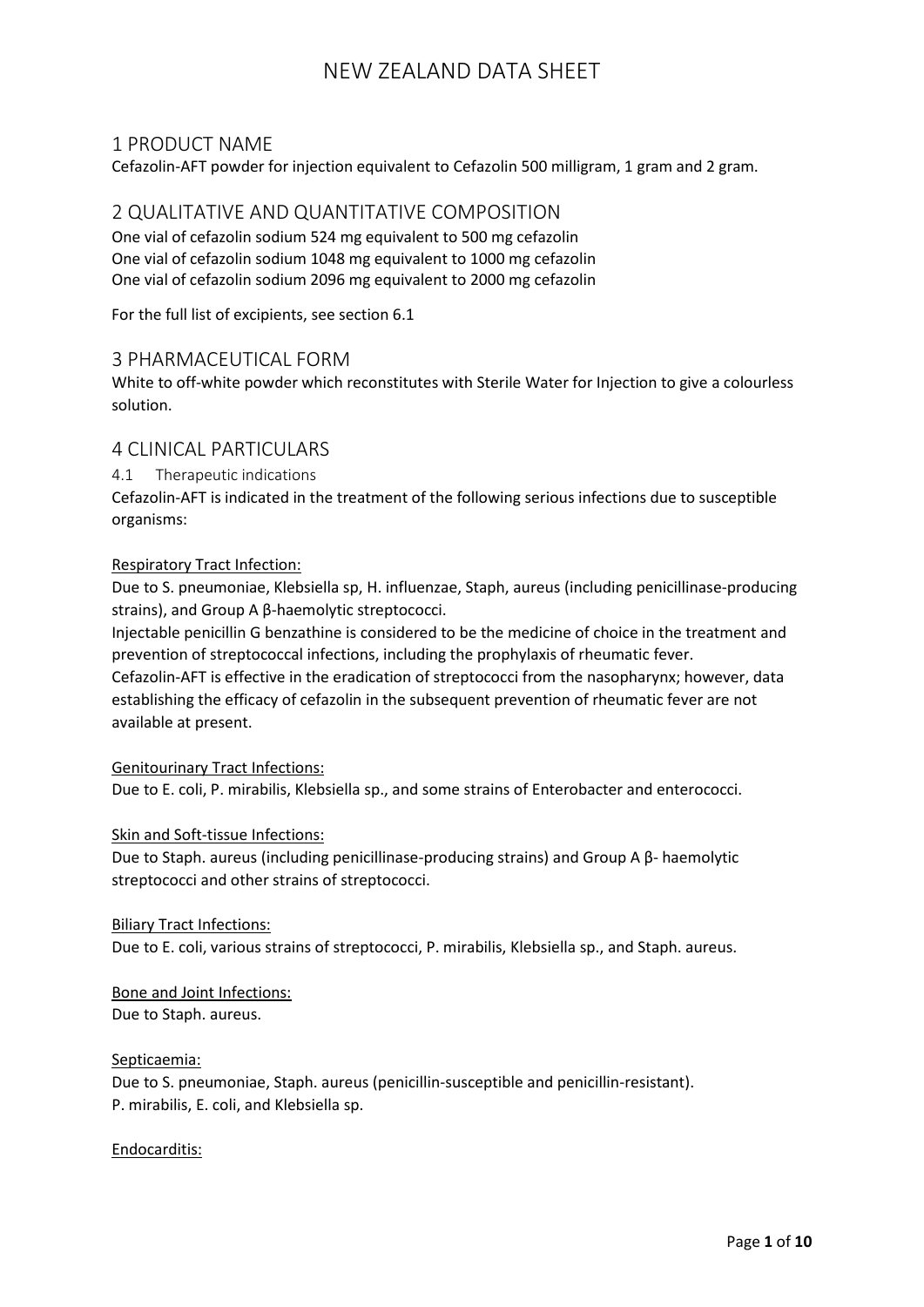# NEW ZEALAND DATA SHEET

## 1 PRODUCT NAME

Cefazolin-AFT powder for injection equivalent to Cefazolin 500 milligram, 1 gram and 2 gram.

## 2 QUALITATIVE AND QUANTITATIVE COMPOSITION

One vial of cefazolin sodium 524 mg equivalent to 500 mg cefazolin
One vial of cefazolin sodium 1048 mg equivalent to 1000 mg cefazolin
One vial of cefazolin sodium 2096 mg equivalent to 2000 mg cefazolin

For the full list of excipients, see section 6.1

## 3 PHARMACEUTICAL FORM

White to off-white powder which reconstitutes with Sterile Water for Injection to give a colourless solution.

## 4 CLINICAL PARTICULARS

### 4.1 Therapeutic indications

Cefazolin-AFT is indicated in the treatment of the following serious infections due to susceptible organisms:

Respiratory Tract Infection:

Due to S. pneumoniae, Klebsiella sp, H. influenzae, Staph, aureus (including penicillinase-producing strains), and Group A β-haemolytic streptococci.
Injectable penicillin G benzathine is considered to be the medicine of choice in the treatment and prevention of streptococcal infections, including the prophylaxis of rheumatic fever.
Cefazolin-AFT is effective in the eradication of streptococci from the nasopharynx; however, data establishing the efficacy of cefazolin in the subsequent prevention of rheumatic fever are not available at present.

Genitourinary Tract Infections:

Due to E. coli, P. mirabilis, Klebsiella sp., and some strains of Enterobacter and enterococci.

Skin and Soft-tissue Infections:

Due to Staph. aureus (including penicillinase-producing strains) and Group A β- haemolytic streptococci and other strains of streptococci.

Biliary Tract Infections:

Due to E. coli, various strains of streptococci, P. mirabilis, Klebsiella sp., and Staph. aureus.

Bone and Joint Infections:

Due to Staph. aureus.

Septicaemia:

Due to S. pneumoniae, Staph. aureus (penicillin-susceptible and penicillin-resistant).
P. mirabilis, E. coli, and Klebsiella sp.

Endocarditis: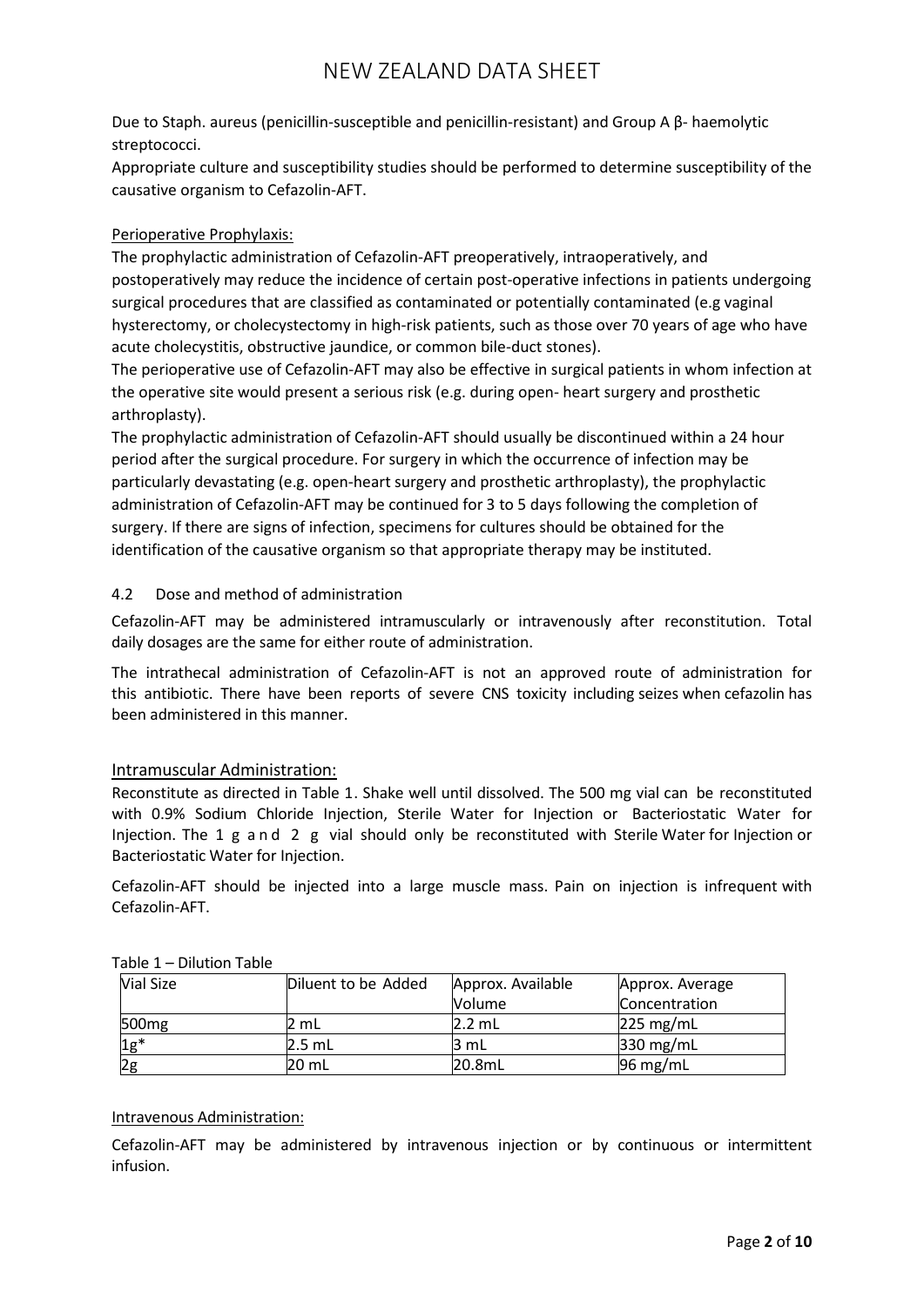Due to Staph. aureus (penicillin-susceptible and penicillin-resistant) and Group A β- haemolytic streptococci.

Appropriate culture and susceptibility studies should be performed to determine susceptibility of the causative organism to Cefazolin-AFT.

Perioperative Prophylaxis:

The prophylactic administration of Cefazolin-AFT preoperatively, intraoperatively, and postoperatively may reduce the incidence of certain post-operative infections in patients undergoing surgical procedures that are classified as contaminated or potentially contaminated (e.g vaginal hysterectomy, or cholecystectomy in high-risk patients, such as those over 70 years of age who have acute cholecystitis, obstructive jaundice, or common bile-duct stones).

The perioperative use of Cefazolin-AFT may also be effective in surgical patients in whom infection at the operative site would present a serious risk (e.g. during open- heart surgery and prosthetic arthroplasty).

The prophylactic administration of Cefazolin-AFT should usually be discontinued within a 24 hour period after the surgical procedure. For surgery in which the occurrence of infection may be particularly devastating (e.g. open-heart surgery and prosthetic arthroplasty), the prophylactic administration of Cefazolin-AFT may be continued for 3 to 5 days following the completion of surgery. If there are signs of infection, specimens for cultures should be obtained for the identification of the causative organism so that appropriate therapy may be instituted.

### 4.2 Dose and method of administration

Cefazolin-AFT may be administered intramuscularly or intravenously after reconstitution. Total daily dosages are the same for either route of administration.

The intrathecal administration of Cefazolin-AFT is not an approved route of administration for this antibiotic. There have been reports of severe CNS toxicity including seizes when cefazolin has been administered in this manner.

#### Intramuscular Administration:

Reconstitute as directed in Table 1. Shake well until dissolved. The 500 mg vial can be reconstituted with 0.9% Sodium Chloride Injection, Sterile Water for Injection or Bacteriostatic Water for Injection. The 1 g and 2 g vial should only be reconstituted with Sterile Water for Injection or Bacteriostatic Water for Injection.

Cefazolin-AFT should be injected into a large muscle mass. Pain on injection is infrequent with Cefazolin-AFT.

Table 1 – Dilution Table

| Vial Size | Diluent to be Added | Approx. Available Volume | Approx. Average Concentration |
|---|---|---|---|
| 500mg | 2 mL | 2.2 mL | 225 mg/mL |
| 1g* | 2.5 mL | 3 mL | 330 mg/mL |
| 2g | 20 mL | 20.8mL | 96 mg/mL |

#### Intravenous Administration:

Cefazolin-AFT may be administered by intravenous injection or by continuous or intermittent infusion.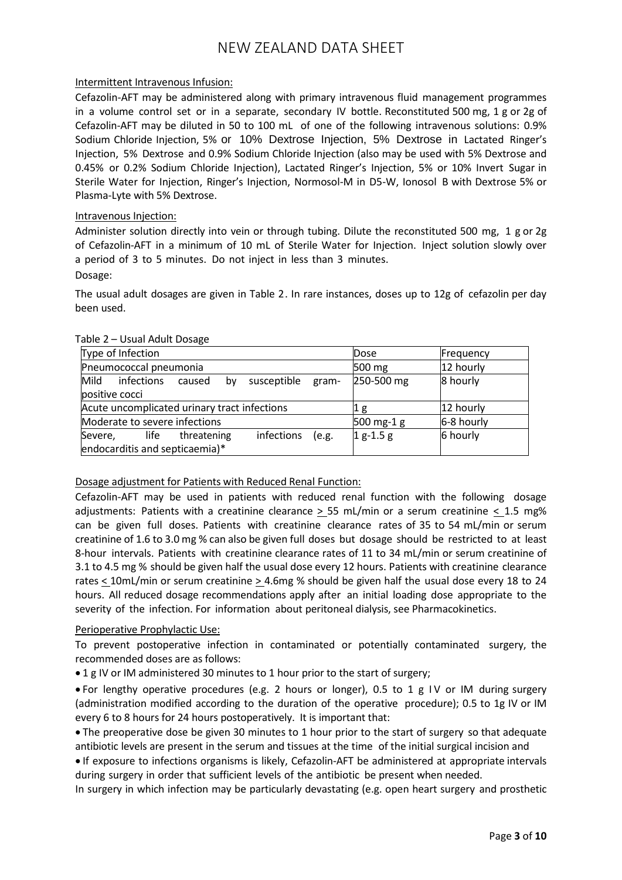Intermittent Intravenous Infusion:

Cefazolin-AFT may be administered along with primary intravenous fluid management programmes in a volume control set or in a separate, secondary IV bottle. Reconstituted 500 mg, 1 g or 2g of Cefazolin-AFT may be diluted in 50 to 100 mL of one of the following intravenous solutions: 0.9% Sodium Chloride Injection, 5% or 10% Dextrose Injection, 5% Dextrose in Lactated Ringer's Injection, 5% Dextrose and 0.9% Sodium Chloride Injection (also may be used with 5% Dextrose and 0.45% or 0.2% Sodium Chloride Injection), Lactated Ringer's Injection, 5% or 10% Invert Sugar in Sterile Water for Injection, Ringer's Injection, Normosol-M in D5-W, Ionosol B with Dextrose 5% or Plasma-Lyte with 5% Dextrose.

Intravenous Injection:

Administer solution directly into vein or through tubing. Dilute the reconstituted 500 mg, 1 g or 2g of Cefazolin-AFT in a minimum of 10 mL of Sterile Water for Injection. Inject solution slowly over a period of 3 to 5 minutes. Do not inject in less than 3 minutes.

Dosage:

The usual adult dosages are given in Table 2. In rare instances, doses up to 12g of cefazolin per day been used.

Table 2 – Usual Adult Dosage

| Type of Infection | Dose | Frequency |
|---|---|---|
| Pneumococcal pneumonia | 500 mg | 12 hourly |
| Mild infections caused by susceptible gram-positive cocci | 250-500 mg | 8 hourly |
| Acute uncomplicated urinary tract infections | 1 g | 12 hourly |
| Moderate to severe infections | 500 mg-1 g | 6-8 hourly |
| Severe, life threatening infections (e.g. endocarditis and septicaemia)* | 1 g-1.5 g | 6 hourly |

Dosage adjustment for Patients with Reduced Renal Function:

Cefazolin-AFT may be used in patients with reduced renal function with the following dosage adjustments: Patients with a creatinine clearance ≥ 55 mL/min or a serum creatinine ≤ 1.5 mg% can be given full doses. Patients with creatinine clearance rates of 35 to 54 mL/min or serum creatinine of 1.6 to 3.0 mg % can also be given full doses but dosage should be restricted to at least 8-hour intervals. Patients with creatinine clearance rates of 11 to 34 mL/min or serum creatinine of 3.1 to 4.5 mg % should be given half the usual dose every 12 hours. Patients with creatinine clearance rates ≤ 10mL/min or serum creatinine ≥ 4.6mg % should be given half the usual dose every 18 to 24 hours. All reduced dosage recommendations apply after an initial loading dose appropriate to the severity of the infection. For information about peritoneal dialysis, see Pharmacokinetics.

Perioperative Prophylactic Use:

To prevent postoperative infection in contaminated or potentially contaminated surgery, the recommended doses are as follows:

- 1 g IV or IM administered 30 minutes to 1 hour prior to the start of surgery;
- For lengthy operative procedures (e.g. 2 hours or longer), 0.5 to 1 g IV or IM during surgery (administration modified according to the duration of the operative procedure); 0.5 to 1g IV or IM every 6 to 8 hours for 24 hours postoperatively. It is important that:
- The preoperative dose be given 30 minutes to 1 hour prior to the start of surgery so that adequate antibiotic levels are present in the serum and tissues at the time of the initial surgical incision and
- If exposure to infections organisms is likely, Cefazolin-AFT be administered at appropriate intervals during surgery in order that sufficient levels of the antibiotic be present when needed.

In surgery in which infection may be particularly devastating (e.g. open heart surgery and prosthetic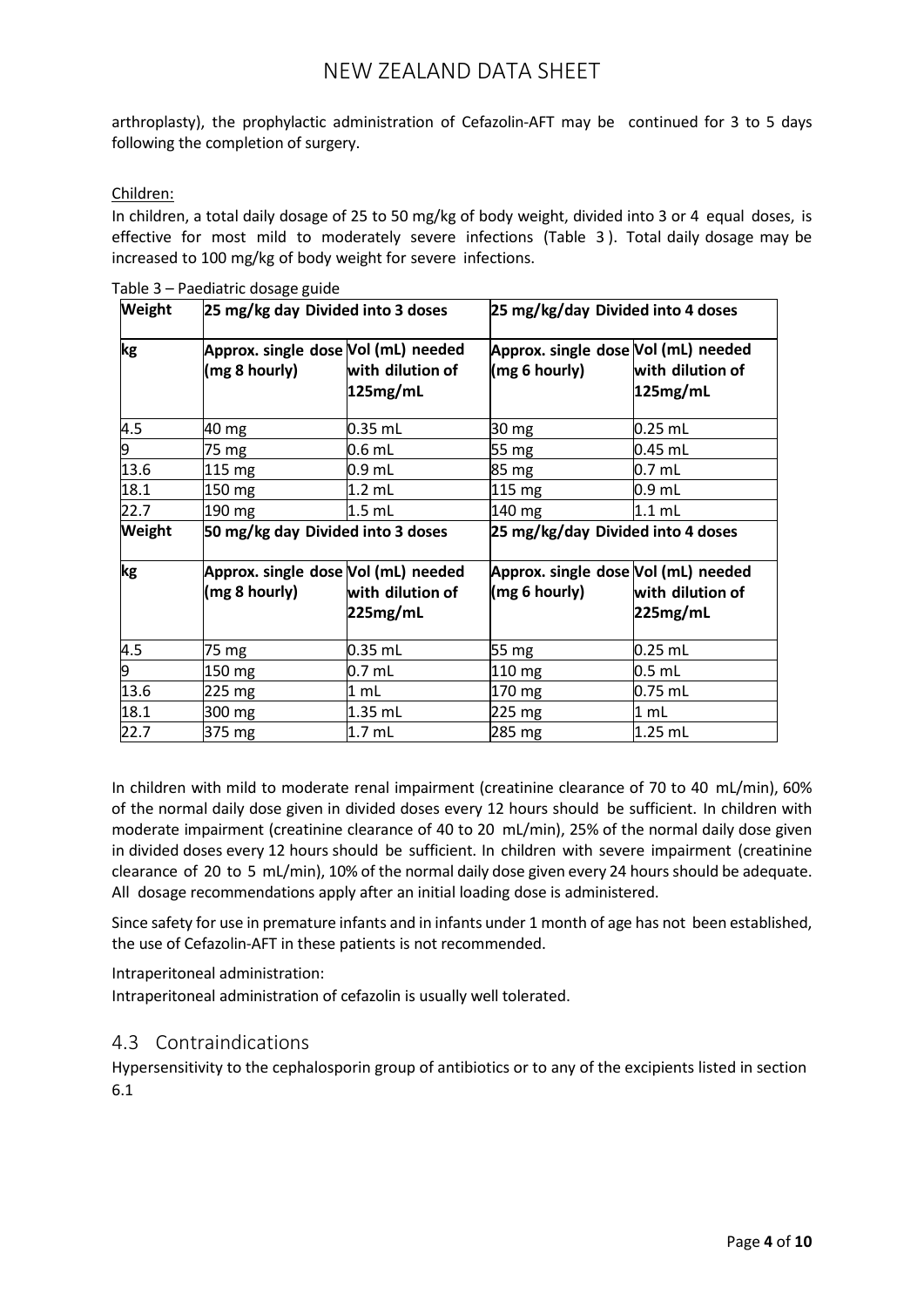arthroplasty), the prophylactic administration of Cefazolin-AFT may be continued for 3 to 5 days following the completion of surgery.

Children:

In children, a total daily dosage of 25 to 50 mg/kg of body weight, divided into 3 or 4 equal doses, is effective for most mild to moderately severe infections (Table 3 ). Total daily dosage may be increased to 100 mg/kg of body weight for severe infections.

Table 3 – Paediatric dosage guide

| **Weight** | **25 mg/kg day Divided into 3 doses** | | **25 mg/kg/day Divided into 4 doses** | |
|---|---|---|---|---|
| **kg** | **Approx. single dose (mg 8 hourly)** | **Vol (mL) needed with dilution of 125mg/mL** | **Approx. single dose (mg 6 hourly)** | **Vol (mL) needed with dilution of 125mg/mL** |
| 4.5 | 40 mg | 0.35 mL | 30 mg | 0.25 mL |
| 9 | 75 mg | 0.6 mL | 55 mg | 0.45 mL |
| 13.6 | 115 mg | 0.9 mL | 85 mg | 0.7 mL |
| 18.1 | 150 mg | 1.2 mL | 115 mg | 0.9 mL |
| 22.7 | 190 mg | 1.5 mL | 140 mg | 1.1 mL |
| **Weight** | **50 mg/kg day Divided into 3 doses** | | **25 mg/kg/day Divided into 4 doses** | |
| **kg** | **Approx. single dose (mg 8 hourly)** | **Vol (mL) needed with dilution of 225mg/mL** | **Approx. single dose (mg 6 hourly)** | **Vol (mL) needed with dilution of 225mg/mL** |
| 4.5 | 75 mg | 0.35 mL | 55 mg | 0.25 mL |
| 9 | 150 mg | 0.7 mL | 110 mg | 0.5 mL |
| 13.6 | 225 mg | 1 mL | 170 mg | 0.75 mL |
| 18.1 | 300 mg | 1.35 mL | 225 mg | 1 mL |
| 22.7 | 375 mg | 1.7 mL | 285 mg | 1.25 mL |

In children with mild to moderate renal impairment (creatinine clearance of 70 to 40 mL/min), 60% of the normal daily dose given in divided doses every 12 hours should be sufficient. In children with moderate impairment (creatinine clearance of 40 to 20 mL/min), 25% of the normal daily dose given in divided doses every 12 hours should be sufficient. In children with severe impairment (creatinine clearance of 20 to 5 mL/min), 10% of the normal daily dose given every 24 hours should be adequate. All dosage recommendations apply after an initial loading dose is administered.

Since safety for use in premature infants and in infants under 1 month of age has not been established, the use of Cefazolin-AFT in these patients is not recommended.

Intraperitoneal administration:

Intraperitoneal administration of cefazolin is usually well tolerated.

## 4.3 Contraindications

Hypersensitivity to the cephalosporin group of antibiotics or to any of the excipients listed in section 6.1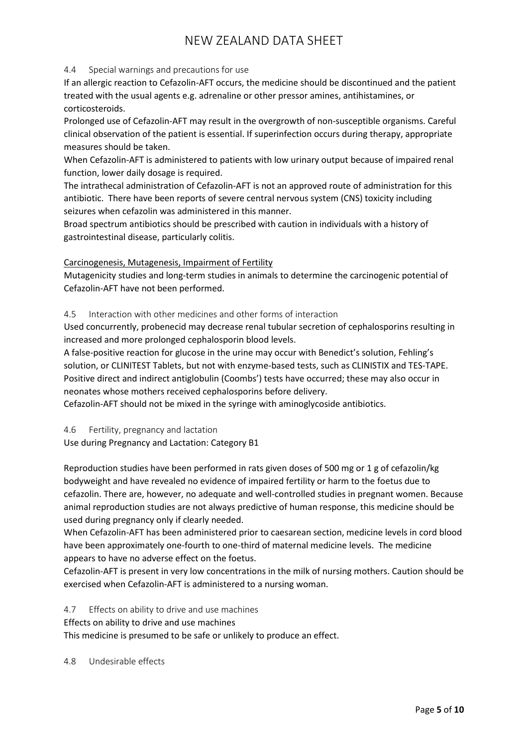## 4.4 Special warnings and precautions for use

If an allergic reaction to Cefazolin-AFT occurs, the medicine should be discontinued and the patient treated with the usual agents e.g. adrenaline or other pressor amines, antihistamines, or corticosteroids.

Prolonged use of Cefazolin-AFT may result in the overgrowth of non-susceptible organisms. Careful clinical observation of the patient is essential. If superinfection occurs during therapy, appropriate measures should be taken.

When Cefazolin-AFT is administered to patients with low urinary output because of impaired renal function, lower daily dosage is required.

The intrathecal administration of Cefazolin-AFT is not an approved route of administration for this antibiotic. There have been reports of severe central nervous system (CNS) toxicity including seizures when cefazolin was administered in this manner.

Broad spectrum antibiotics should be prescribed with caution in individuals with a history of gastrointestinal disease, particularly colitis.

<u>Carcinogenesis, Mutagenesis, Impairment of Fertility</u>

Mutagenicity studies and long-term studies in animals to determine the carcinogenic potential of Cefazolin-AFT have not been performed.

## 4.5 Interaction with other medicines and other forms of interaction

Used concurrently, probenecid may decrease renal tubular secretion of cephalosporins resulting in increased and more prolonged cephalosporin blood levels.

A false-positive reaction for glucose in the urine may occur with Benedict's solution, Fehling's solution, or CLINITEST Tablets, but not with enzyme-based tests, such as CLINISTIX and TES-TAPE.

Positive direct and indirect antiglobulin (Coombs') tests have occurred; these may also occur in neonates whose mothers received cephalosporins before delivery.

Cefazolin-AFT should not be mixed in the syringe with aminoglycoside antibiotics.

## 4.6 Fertility, pregnancy and lactation

Use during Pregnancy and Lactation: Category B1

Reproduction studies have been performed in rats given doses of 500 mg or 1 g of cefazolin/kg bodyweight and have revealed no evidence of impaired fertility or harm to the foetus due to cefazolin. There are, however, no adequate and well-controlled studies in pregnant women. Because animal reproduction studies are not always predictive of human response, this medicine should be used during pregnancy only if clearly needed.

When Cefazolin-AFT has been administered prior to caesarean section, medicine levels in cord blood have been approximately one-fourth to one-third of maternal medicine levels. The medicine appears to have no adverse effect on the foetus.

Cefazolin-AFT is present in very low concentrations in the milk of nursing mothers. Caution should be exercised when Cefazolin-AFT is administered to a nursing woman.

## 4.7 Effects on ability to drive and use machines

Effects on ability to drive and use machines

This medicine is presumed to be safe or unlikely to produce an effect.

## 4.8 Undesirable effects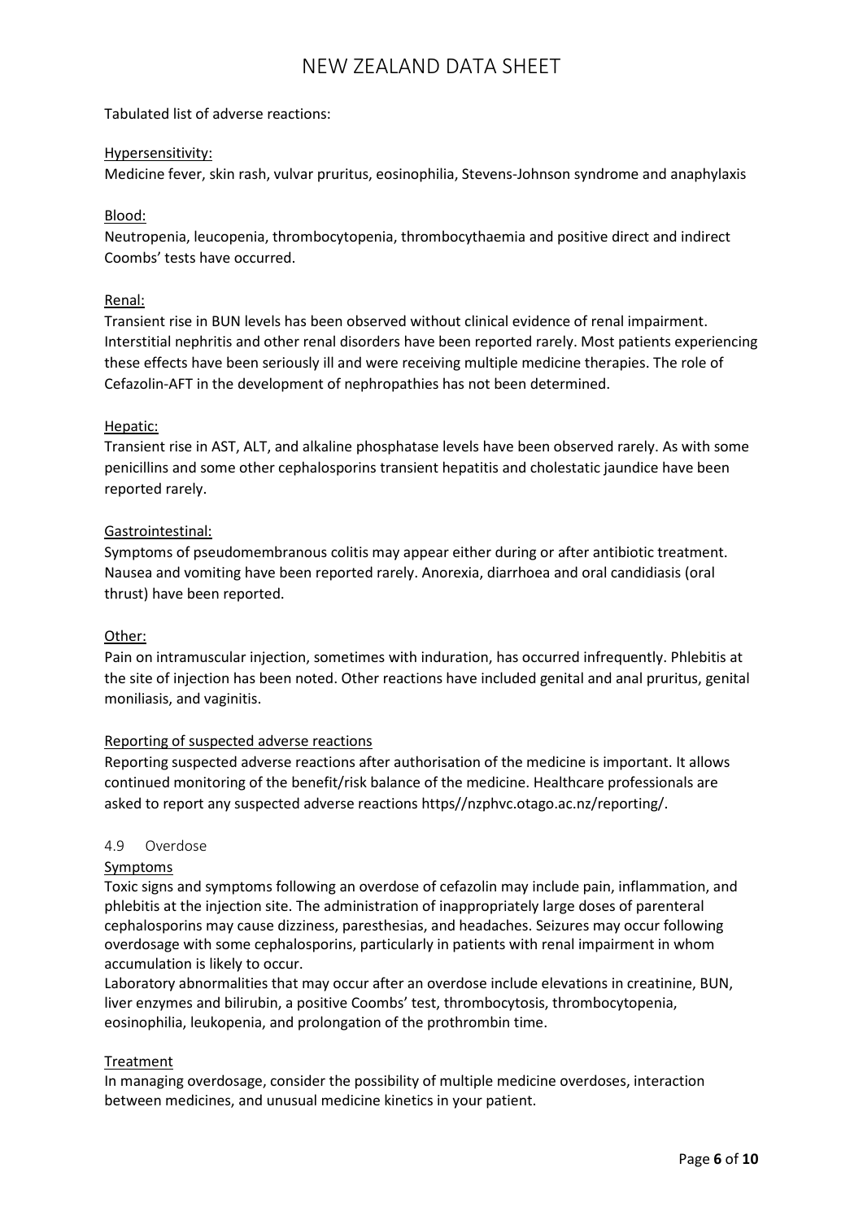Tabulated list of adverse reactions:

Hypersensitivity:

Medicine fever, skin rash, vulvar pruritus, eosinophilia, Stevens-Johnson syndrome and anaphylaxis

Blood:

Neutropenia, leucopenia, thrombocytopenia, thrombocythaemia and positive direct and indirect Coombs' tests have occurred.

Renal:

Transient rise in BUN levels has been observed without clinical evidence of renal impairment. Interstitial nephritis and other renal disorders have been reported rarely. Most patients experiencing these effects have been seriously ill and were receiving multiple medicine therapies. The role of Cefazolin-AFT in the development of nephropathies has not been determined.

Hepatic:

Transient rise in AST, ALT, and alkaline phosphatase levels have been observed rarely. As with some penicillins and some other cephalosporins transient hepatitis and cholestatic jaundice have been reported rarely.

Gastrointestinal:

Symptoms of pseudomembranous colitis may appear either during or after antibiotic treatment. Nausea and vomiting have been reported rarely. Anorexia, diarrhoea and oral candidiasis (oral thrust) have been reported.

Other:

Pain on intramuscular injection, sometimes with induration, has occurred infrequently. Phlebitis at the site of injection has been noted. Other reactions have included genital and anal pruritus, genital moniliasis, and vaginitis.

Reporting of suspected adverse reactions

Reporting suspected adverse reactions after authorisation of the medicine is important. It allows continued monitoring of the benefit/risk balance of the medicine. Healthcare professionals are asked to report any suspected adverse reactions https//nzphvc.otago.ac.nz/reporting/.

## 4.9 Overdose

Symptoms

Toxic signs and symptoms following an overdose of cefazolin may include pain, inflammation, and phlebitis at the injection site. The administration of inappropriately large doses of parenteral cephalosporins may cause dizziness, paresthesias, and headaches. Seizures may occur following overdosage with some cephalosporins, particularly in patients with renal impairment in whom accumulation is likely to occur.

Laboratory abnormalities that may occur after an overdose include elevations in creatinine, BUN, liver enzymes and bilirubin, a positive Coombs' test, thrombocytosis, thrombocytopenia, eosinophilia, leukopenia, and prolongation of the prothrombin time.

Treatment

In managing overdosage, consider the possibility of multiple medicine overdoses, interaction between medicines, and unusual medicine kinetics in your patient.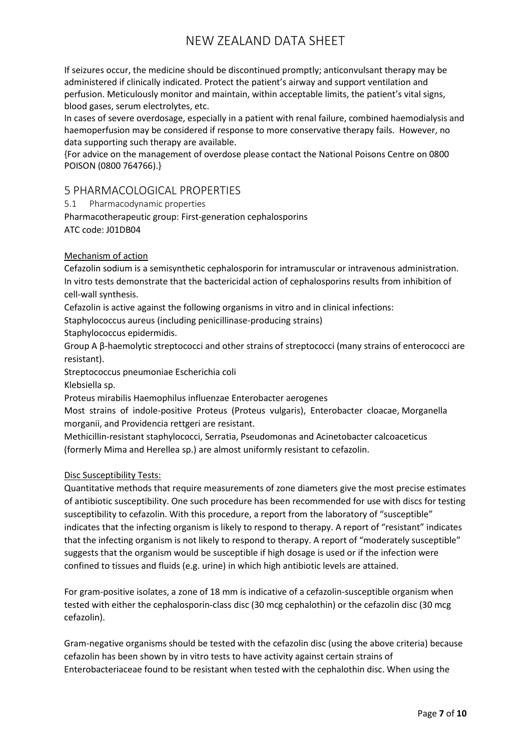If seizures occur, the medicine should be discontinued promptly; anticonvulsant therapy may be administered if clinically indicated. Protect the patient's airway and support ventilation and perfusion. Meticulously monitor and maintain, within acceptable limits, the patient's vital signs, blood gases, serum electrolytes, etc.

In cases of severe overdosage, especially in a patient with renal failure, combined haemodialysis and haemoperfusion may be considered if response to more conservative therapy fails. However, no data supporting such therapy are available.

{For advice on the management of overdose please contact the National Poisons Centre on 0800 POISON (0800 764766).}

# 5 PHARMACOLOGICAL PROPERTIES

## 5.1 Pharmacodynamic properties

Pharmacotherapeutic group: First-generation cephalosporins

ATC code: J01DB04

### Mechanism of action

Cefazolin sodium is a semisynthetic cephalosporin for intramuscular or intravenous administration. In vitro tests demonstrate that the bactericidal action of cephalosporins results from inhibition of cell-wall synthesis.

Cefazolin is active against the following organisms in vitro and in clinical infections:

Staphylococcus aureus (including penicillinase-producing strains)

Staphylococcus epidermidis.

Group A β-haemolytic streptococci and other strains of streptococci (many strains of enterococci are resistant).

Streptococcus pneumoniae Escherichia coli

Klebsiella sp.

Proteus mirabilis Haemophilus influenzae Enterobacter aerogenes

Most strains of indole-positive Proteus (Proteus vulgaris), Enterobacter cloacae, Morganella morganii, and Providencia rettgeri are resistant.

Methicillin-resistant staphylococci, Serratia, Pseudomonas and Acinetobacter calcoaceticus (formerly Mima and Herellea sp.) are almost uniformly resistant to cefazolin.

### Disc Susceptibility Tests:

Quantitative methods that require measurements of zone diameters give the most precise estimates of antibiotic susceptibility. One such procedure has been recommended for use with discs for testing susceptibility to cefazolin. With this procedure, a report from the laboratory of "susceptible" indicates that the infecting organism is likely to respond to therapy. A report of "resistant" indicates that the infecting organism is not likely to respond to therapy. A report of "moderately susceptible" suggests that the organism would be susceptible if high dosage is used or if the infection were confined to tissues and fluids (e.g. urine) in which high antibiotic levels are attained.

For gram-positive isolates, a zone of 18 mm is indicative of a cefazolin-susceptible organism when tested with either the cephalosporin-class disc (30 mcg cephalothin) or the cefazolin disc (30 mcg cefazolin).

Gram-negative organisms should be tested with the cefazolin disc (using the above criteria) because cefazolin has been shown by in vitro tests to have activity against certain strains of Enterobacteriaceae found to be resistant when tested with the cephalothin disc. When using the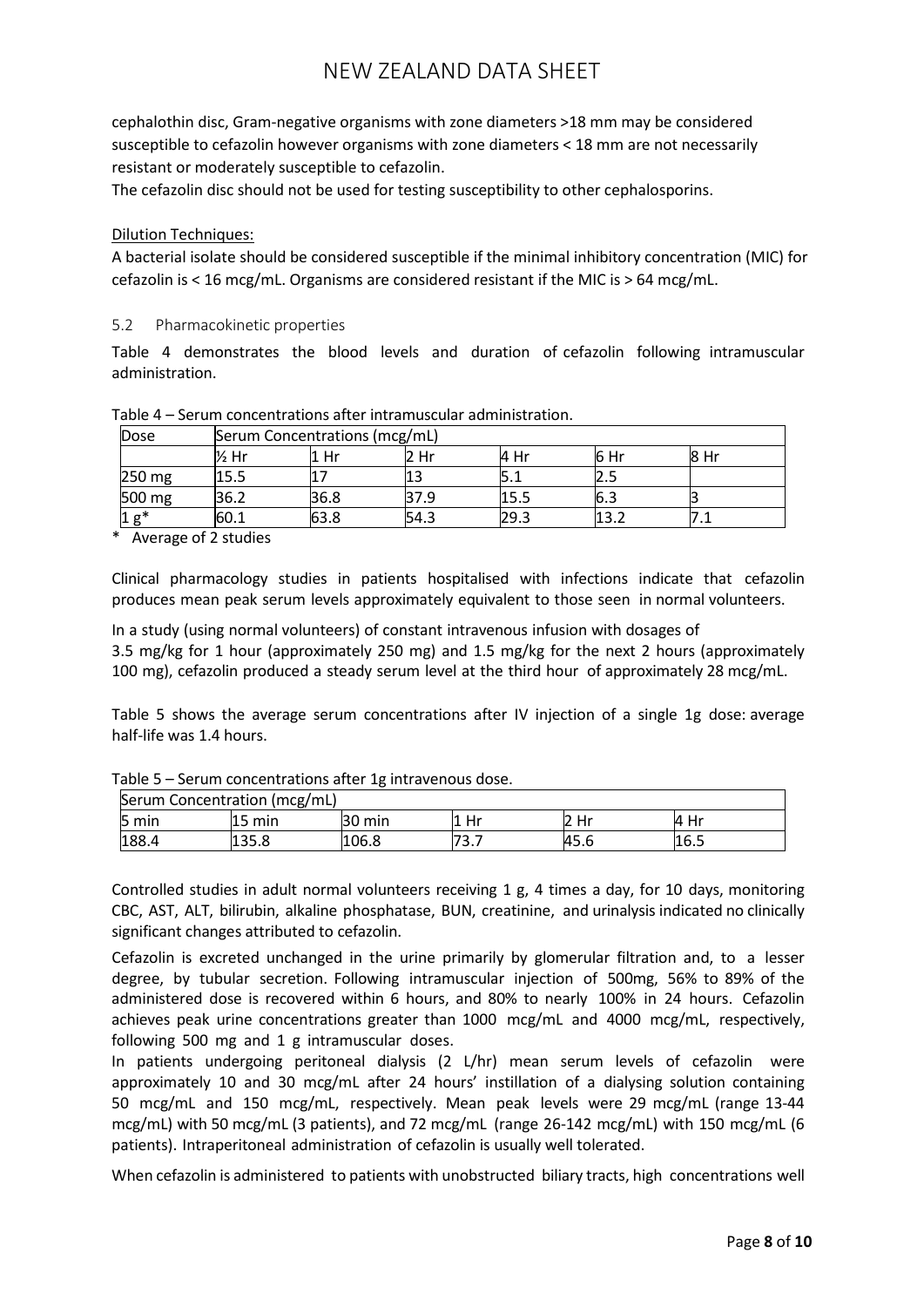cephalothin disc, Gram-negative organisms with zone diameters >18 mm may be considered susceptible to cefazolin however organisms with zone diameters < 18 mm are not necessarily resistant or moderately susceptible to cefazolin.

The cefazolin disc should not be used for testing susceptibility to other cephalosporins.

Dilution Techniques:

A bacterial isolate should be considered susceptible if the minimal inhibitory concentration (MIC) for cefazolin is < 16 mcg/mL. Organisms are considered resistant if the MIC is > 64 mcg/mL.

## 5.2 Pharmacokinetic properties

Table 4 demonstrates the blood levels and duration of cefazolin following intramuscular administration.

Table 4 – Serum concentrations after intramuscular administration.

| Dose | Serum Concentrations (mcg/mL) | | | | | |
|---|---|---|---|---|---|---|
| | ½ Hr | 1 Hr | 2 Hr | 4 Hr | 6 Hr | 8 Hr |
| 250 mg | 15.5 | 17 | 13 | 5.1 | 2.5 | |
| 500 mg | 36.2 | 36.8 | 37.9 | 15.5 | 6.3 | 3 |
| 1 g* | 60.1 | 63.8 | 54.3 | 29.3 | 13.2 | 7.1 |

\* Average of 2 studies

Clinical pharmacology studies in patients hospitalised with infections indicate that cefazolin produces mean peak serum levels approximately equivalent to those seen in normal volunteers.

In a study (using normal volunteers) of constant intravenous infusion with dosages of 3.5 mg/kg for 1 hour (approximately 250 mg) and 1.5 mg/kg for the next 2 hours (approximately 100 mg), cefazolin produced a steady serum level at the third hour of approximately 28 mcg/mL.

Table 5 shows the average serum concentrations after IV injection of a single 1g dose: average half-life was 1.4 hours.

Table 5 – Serum concentrations after 1g intravenous dose.

| Serum Concentration (mcg/mL) | | | | | |
|---|---|---|---|---|---|
| 5 min | 15 min | 30 min | 1 Hr | 2 Hr | 4 Hr |
| 188.4 | 135.8 | 106.8 | 73.7 | 45.6 | 16.5 |

Controlled studies in adult normal volunteers receiving 1 g, 4 times a day, for 10 days, monitoring CBC, AST, ALT, bilirubin, alkaline phosphatase, BUN, creatinine, and urinalysis indicated no clinically significant changes attributed to cefazolin.

Cefazolin is excreted unchanged in the urine primarily by glomerular filtration and, to a lesser degree, by tubular secretion. Following intramuscular injection of 500mg, 56% to 89% of the administered dose is recovered within 6 hours, and 80% to nearly 100% in 24 hours. Cefazolin achieves peak urine concentrations greater than 1000 mcg/mL and 4000 mcg/mL, respectively, following 500 mg and 1 g intramuscular doses.

In patients undergoing peritoneal dialysis (2 L/hr) mean serum levels of cefazolin were approximately 10 and 30 mcg/mL after 24 hours' instillation of a dialysing solution containing 50 mcg/mL and 150 mcg/mL, respectively. Mean peak levels were 29 mcg/mL (range 13-44 mcg/mL) with 50 mcg/mL (3 patients), and 72 mcg/mL (range 26-142 mcg/mL) with 150 mcg/mL (6 patients). Intraperitoneal administration of cefazolin is usually well tolerated.

When cefazolin is administered to patients with unobstructed biliary tracts, high concentrations well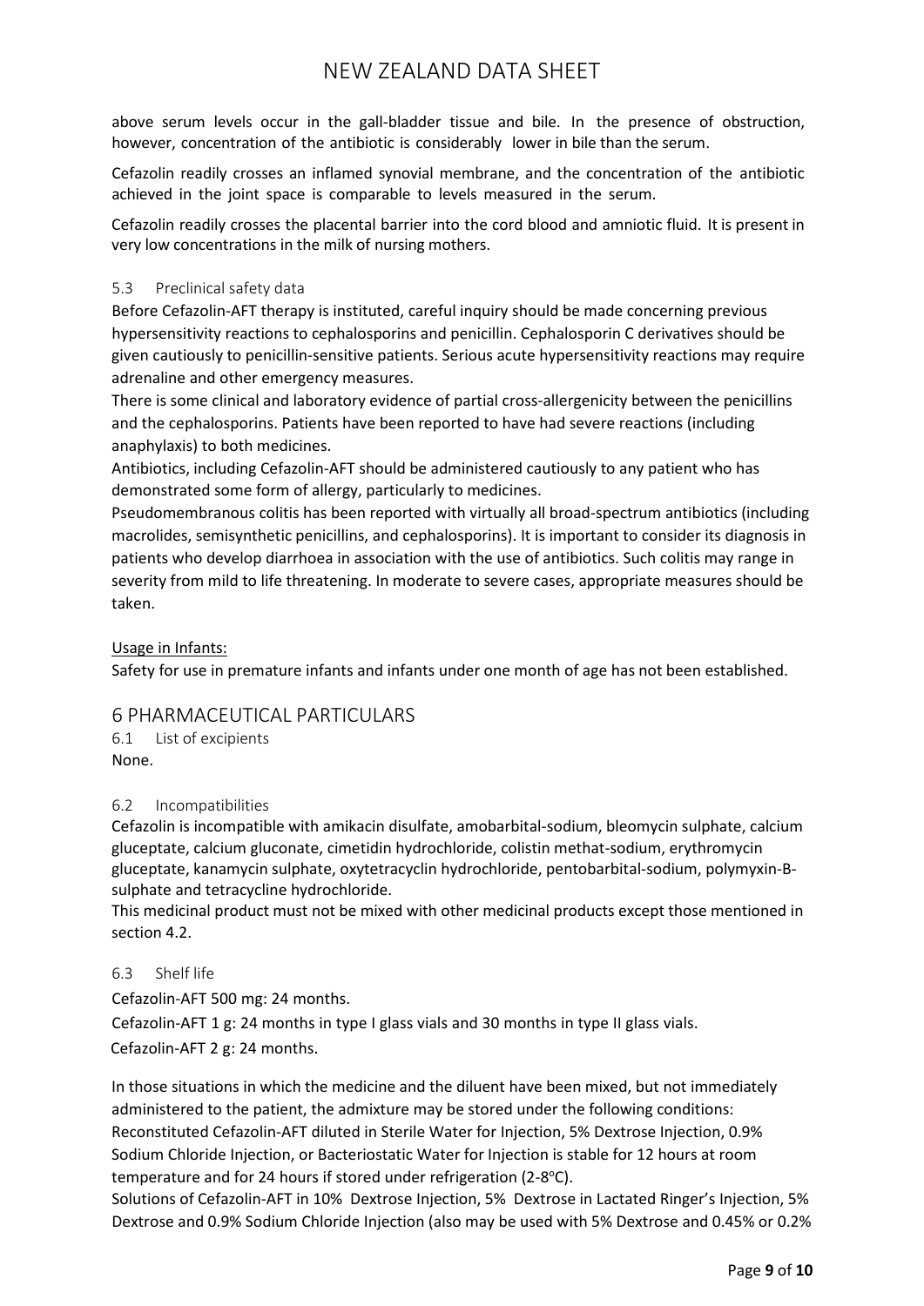above serum levels occur in the gall-bladder tissue and bile. In the presence of obstruction, however, concentration of the antibiotic is considerably lower in bile than the serum.

Cefazolin readily crosses an inflamed synovial membrane, and the concentration of the antibiotic achieved in the joint space is comparable to levels measured in the serum.

Cefazolin readily crosses the placental barrier into the cord blood and amniotic fluid. It is present in very low concentrations in the milk of nursing mothers.

### 5.3 Preclinical safety data

Before Cefazolin-AFT therapy is instituted, careful inquiry should be made concerning previous hypersensitivity reactions to cephalosporins and penicillin. Cephalosporin C derivatives should be given cautiously to penicillin-sensitive patients. Serious acute hypersensitivity reactions may require adrenaline and other emergency measures.

There is some clinical and laboratory evidence of partial cross-allergenicity between the penicillins and the cephalosporins. Patients have been reported to have had severe reactions (including anaphylaxis) to both medicines.

Antibiotics, including Cefazolin-AFT should be administered cautiously to any patient who has demonstrated some form of allergy, particularly to medicines.

Pseudomembranous colitis has been reported with virtually all broad-spectrum antibiotics (including macrolides, semisynthetic penicillins, and cephalosporins). It is important to consider its diagnosis in patients who develop diarrhoea in association with the use of antibiotics. Such colitis may range in severity from mild to life threatening. In moderate to severe cases, appropriate measures should be taken.

Usage in Infants:

Safety for use in premature infants and infants under one month of age has not been established.

## 6 PHARMACEUTICAL PARTICULARS

### 6.1 List of excipients

None.

### 6.2 Incompatibilities

Cefazolin is incompatible with amikacin disulfate, amobarbital-sodium, bleomycin sulphate, calcium gluceptate, calcium gluconate, cimetidin hydrochloride, colistin methat-sodium, erythromycin gluceptate, kanamycin sulphate, oxytetracyclin hydrochloride, pentobarbital-sodium, polymyxin-B-sulphate and tetracycline hydrochloride.

This medicinal product must not be mixed with other medicinal products except those mentioned in section 4.2.

### 6.3 Shelf life

Cefazolin-AFT 500 mg: 24 months.

Cefazolin-AFT 1 g: 24 months in type I glass vials and 30 months in type II glass vials.

Cefazolin-AFT 2 g: 24 months.

In those situations in which the medicine and the diluent have been mixed, but not immediately administered to the patient, the admixture may be stored under the following conditions:

Reconstituted Cefazolin-AFT diluted in Sterile Water for Injection, 5% Dextrose Injection, 0.9% Sodium Chloride Injection, or Bacteriostatic Water for Injection is stable for 12 hours at room temperature and for 24 hours if stored under refrigeration (2-8°C).

Solutions of Cefazolin-AFT in 10% Dextrose Injection, 5% Dextrose in Lactated Ringer's Injection, 5% Dextrose and 0.9% Sodium Chloride Injection (also may be used with 5% Dextrose and 0.45% or 0.2%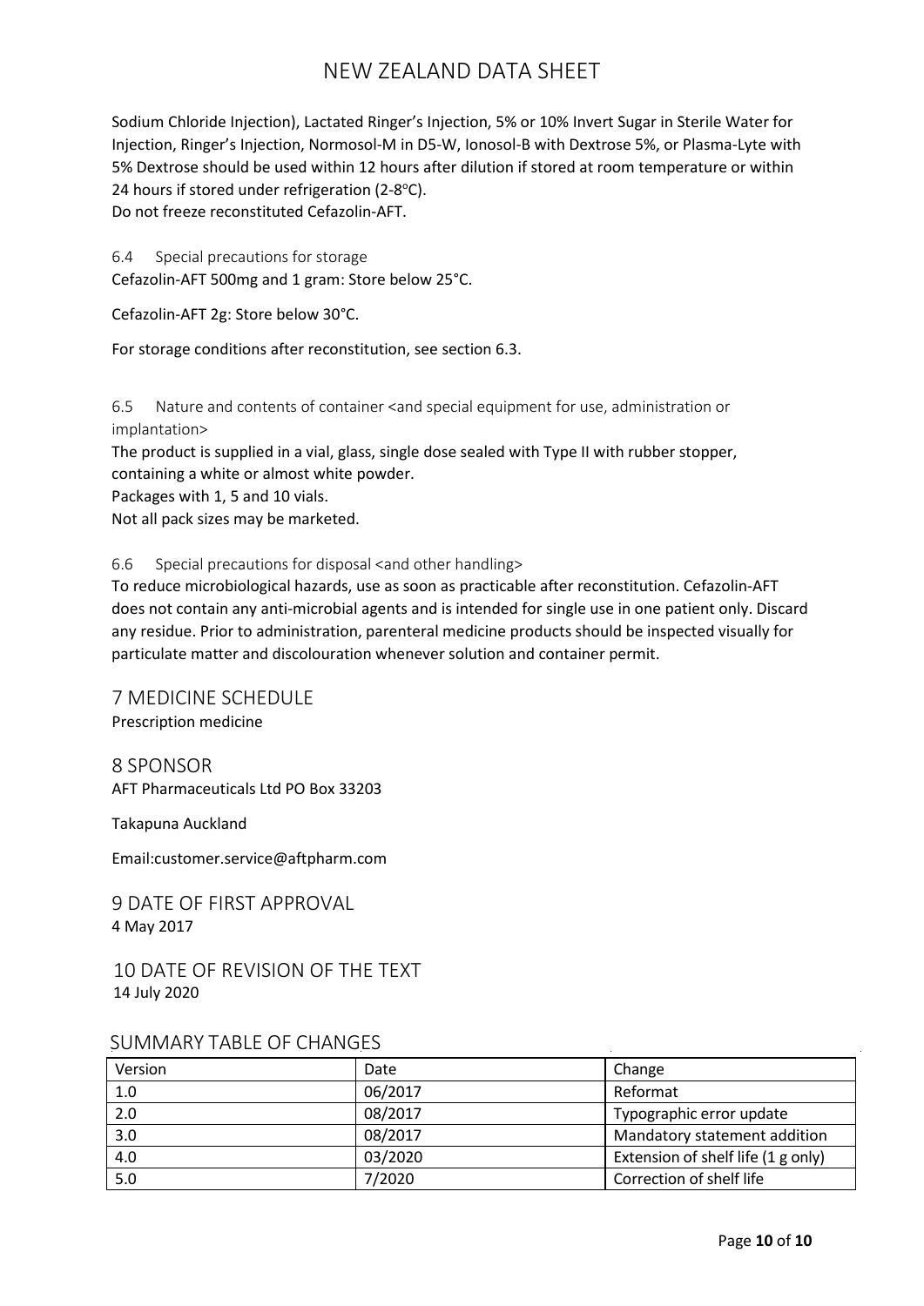Sodium Chloride Injection), Lactated Ringer's Injection, 5% or 10% Invert Sugar in Sterile Water for Injection, Ringer's Injection, Normosol-M in D5-W, Ionosol-B with Dextrose 5%, or Plasma-Lyte with 5% Dextrose should be used within 12 hours after dilution if stored at room temperature or within 24 hours if stored under refrigeration (2-8°C).
Do not freeze reconstituted Cefazolin-AFT.

### 6.4 Special precautions for storage

Cefazolin-AFT 500mg and 1 gram: Store below 25°C.

Cefazolin-AFT 2g: Store below 30°C.

For storage conditions after reconstitution, see section 6.3.

### 6.5 Nature and contents of container <and special equipment for use, administration or implantation>

The product is supplied in a vial, glass, single dose sealed with Type II with rubber stopper, containing a white or almost white powder.
Packages with 1, 5 and 10 vials.
Not all pack sizes may be marketed.

### 6.6 Special precautions for disposal <and other handling>

To reduce microbiological hazards, use as soon as practicable after reconstitution. Cefazolin-AFT does not contain any anti-microbial agents and is intended for single use in one patient only. Discard any residue. Prior to administration, parenteral medicine products should be inspected visually for particulate matter and discolouration whenever solution and container permit.

## 7 MEDICINE SCHEDULE

Prescription medicine

## 8 SPONSOR

AFT Pharmaceuticals Ltd PO Box 33203

Takapuna Auckland

Email:customer.service@aftpharm.com

## 9 DATE OF FIRST APPROVAL

4 May 2017

## 10 DATE OF REVISION OF THE TEXT

14 July 2020

## SUMMARY TABLE OF CHANGES

| Version | Date | Change |
|---|---|---|
| 1.0 | 06/2017 | Reformat |
| 2.0 | 08/2017 | Typographic error update |
| 3.0 | 08/2017 | Mandatory statement addition |
| 4.0 | 03/2020 | Extension of shelf life (1 g only) |
| 5.0 | 7/2020 | Correction of shelf life |